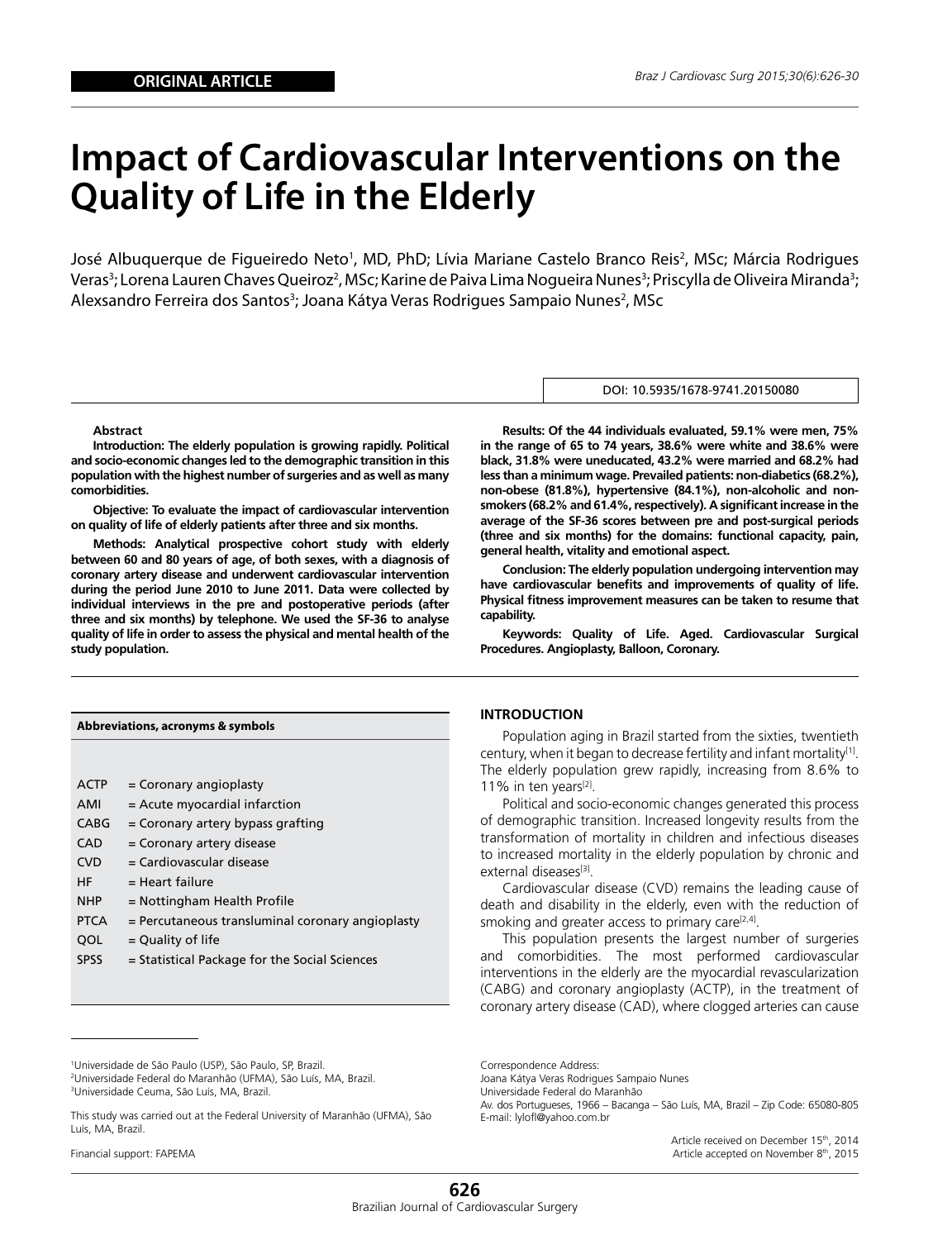**ORIGINAL ARTICLE**

# Impact of Cardiovascular Interventions on the Quality of Life in the Elderly

José Albuquerque de Figueiredo Neto[1], MD, PhD; Lívia Mariane Castelo Branco Reis[2], MSc; Márcia Rodrigues Veras[3]; Lorena Lauren Chaves Queiroz[2], MSc; Karine de Paiva Lima Nogueira Nunes[3]; Priscylla de Oliveira Miranda[3]; Alexsandro Ferreira dos Santos[3]; Joana Kátya Veras Rodrigues Sampaio Nunes[2], MSc

DOI: 10.5935/1678-9741.20150080

**Abstract**

**Introduction: The elderly population is growing rapidly. Political and socio-economic changes led to the demographic transition in this population with the highest number of surgeries and as well as many comorbidities.**

**Objective: To evaluate the impact of cardiovascular intervention on quality of life of elderly patients after three and six months.**

**Methods: Analytical prospective cohort study with elderly between 60 and 80 years of age, of both sexes, with a diagnosis of coronary artery disease and underwent cardiovascular intervention during the period June 2010 to June 2011. Data were collected by individual interviews in the pre and postoperative periods (after three and six months) by telephone. We used the SF-36 to analyse quality of life in order to assess the physical and mental health of the study population.**

**Results: Of the 44 individuals evaluated, 59.1% were men, 75% in the range of 65 to 74 years, 38.6% were white and 38.6% were black, 31.8% were uneducated, 43.2% were married and 68.2% had less than a minimum wage. Prevailed patients: non-diabetics (68.2%), non-obese (81.8%), hypertensive (84.1%), non-alcoholic and non-smokers (68.2% and 61.4%, respectively). A significant increase in the average of the SF-36 scores between pre and post-surgical periods (three and six months) for the domains: functional capacity, pain, general health, vitality and emotional aspect.**

**Conclusion: The elderly population undergoing intervention may have cardiovascular benefits and improvements of quality of life. Physical fitness improvement measures can be taken to resume that capability.**

**Keywords: Quality of Life. Aged. Cardiovascular Surgical Procedures. Angioplasty, Balloon, Coronary.**

| **Abbreviations, acronyms & symbols** | |
|---|---|
| ACTP | = Coronary angioplasty |
| AMI | = Acute myocardial infarction |
| CABG | = Coronary artery bypass grafting |
| CAD | = Coronary artery disease |
| CVD | = Cardiovascular disease |
| HF | = Heart failure |
| NHP | = Nottingham Health Profile |
| PTCA | = Percutaneous transluminal coronary angioplasty |
| QOL | = Quality of life |
| SPSS | = Statistical Package for the Social Sciences |

## INTRODUCTION

Population aging in Brazil started from the sixties, twentieth century, when it began to decrease fertility and infant mortality[1]. The elderly population grew rapidly, increasing from 8.6% to 11% in ten years[2].

Political and socio-economic changes generated this process of demographic transition. Increased longevity results from the transformation of mortality in children and infectious diseases to increased mortality in the elderly population by chronic and external diseases[3].

Cardiovascular disease (CVD) remains the leading cause of death and disability in the elderly, even with the reduction of smoking and greater access to primary care[2,4].

This population presents the largest number of surgeries and comorbidities. The most performed cardiovascular interventions in the elderly are the myocardial revascularization (CABG) and coronary angioplasty (ACTP), in the treatment of coronary artery disease (CAD), where clogged arteries can cause

[1]Universidade de São Paulo (USP), São Paulo, SP, Brazil.
[2]Universidade Federal do Maranhão (UFMA), São Luís, MA, Brazil.
[3]Universidade Ceuma, São Luís, MA, Brazil.

This study was carried out at the Federal University of Maranhão (UFMA), São Luís, MA, Brazil.

Financial support: FAPEMA

Correspondence Address:
Joana Kátya Veras Rodrigues Sampaio Nunes
Universidade Federal do Maranhão
Av. dos Portugueses, 1966 – Bacanga – São Luís, MA, Brazil – Zip Code: 65080-805
E-mail: lylofl@yahoo.com.br

Article received on December 15th, 2014
Article accepted on November 8th, 2015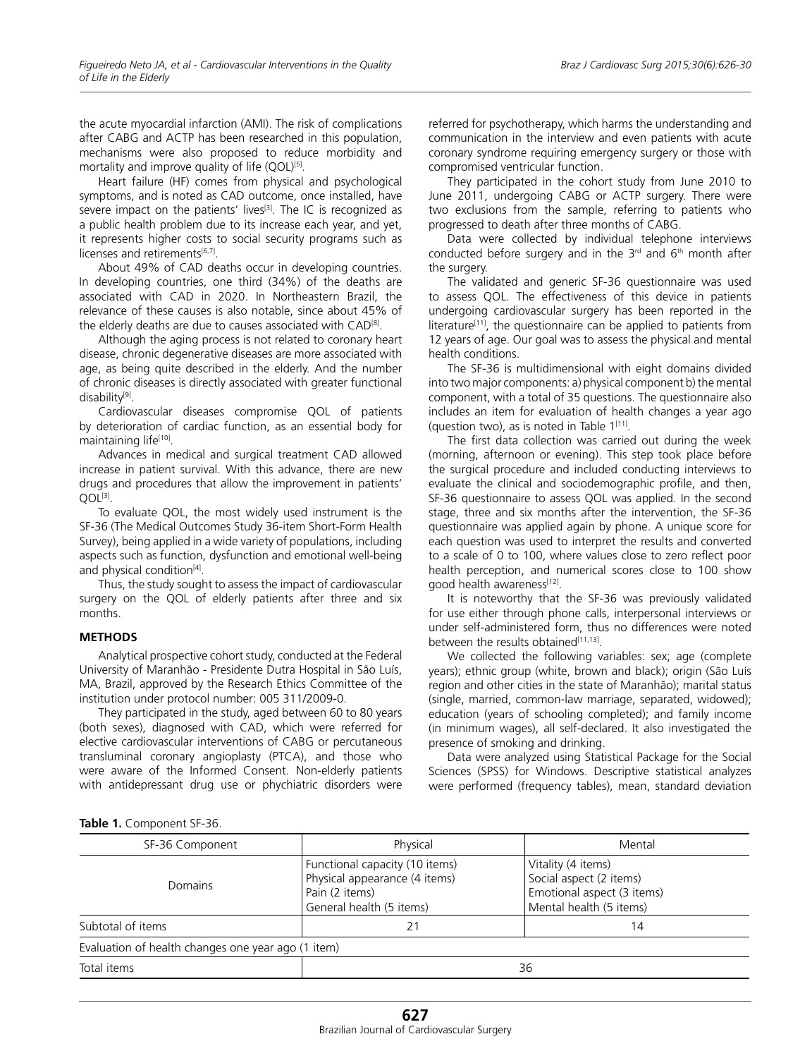the acute myocardial infarction (AMI). The risk of complications after CABG and ACTP has been researched in this population, mechanisms were also proposed to reduce morbidity and mortality and improve quality of life (QOL)[5].

Heart failure (HF) comes from physical and psychological symptoms, and is noted as CAD outcome, once installed, have severe impact on the patients' lives[3]. The IC is recognized as a public health problem due to its increase each year, and yet, it represents higher costs to social security programs such as licenses and retirements[6,7].

About 49% of CAD deaths occur in developing countries. In developing countries, one third (34%) of the deaths are associated with CAD in 2020. In Northeastern Brazil, the relevance of these causes is also notable, since about 45% of the elderly deaths are due to causes associated with CAD[8].

Although the aging process is not related to coronary heart disease, chronic degenerative diseases are more associated with age, as being quite described in the elderly. And the number of chronic diseases is directly associated with greater functional disability[9].

Cardiovascular diseases compromise QOL of patients by deterioration of cardiac function, as an essential body for maintaining life[10].

Advances in medical and surgical treatment CAD allowed increase in patient survival. With this advance, there are new drugs and procedures that allow the improvement in patients' QOL[3].

To evaluate QOL, the most widely used instrument is the SF-36 (The Medical Outcomes Study 36-item Short-Form Health Survey), being applied in a wide variety of populations, including aspects such as function, dysfunction and emotional well-being and physical condition[4].

Thus, the study sought to assess the impact of cardiovascular surgery on the QOL of elderly patients after three and six months.

## METHODS

Analytical prospective cohort study, conducted at the Federal University of Maranhão - Presidente Dutra Hospital in São Luís, MA, Brazil, approved by the Research Ethics Committee of the institution under protocol number: 005 311/2009-0.

They participated in the study, aged between 60 to 80 years (both sexes), diagnosed with CAD, which were referred for elective cardiovascular interventions of CABG or percutaneous transluminal coronary angioplasty (PTCA), and those who were aware of the Informed Consent. Non-elderly patients with antidepressant drug use or phychiatric disorders were referred for psychotherapy, which harms the understanding and communication in the interview and even patients with acute coronary syndrome requiring emergency surgery or those with compromised ventricular function.

They participated in the cohort study from June 2010 to June 2011, undergoing CABG or ACTP surgery. There were two exclusions from the sample, referring to patients who progressed to death after three months of CABG.

Data were collected by individual telephone interviews conducted before surgery and in the 3rd and 6th month after the surgery.

The validated and generic SF-36 questionnaire was used to assess QOL. The effectiveness of this device in patients undergoing cardiovascular surgery has been reported in the literature[11], the questionnaire can be applied to patients from 12 years of age. Our goal was to assess the physical and mental health conditions.

The SF-36 is multidimensional with eight domains divided into two major components: a) physical component b) the mental component, with a total of 35 questions. The questionnaire also includes an item for evaluation of health changes a year ago (question two), as is noted in Table 1[11].

The first data collection was carried out during the week (morning, afternoon or evening). This step took place before the surgical procedure and included conducting interviews to evaluate the clinical and sociodemographic profile, and then, SF-36 questionnaire to assess QOL was applied. In the second stage, three and six months after the intervention, the SF-36 questionnaire was applied again by phone. A unique score for each question was used to interpret the results and converted to a scale of 0 to 100, where values close to zero reflect poor health perception, and numerical scores close to 100 show good health awareness[12].

It is noteworthy that the SF-36 was previously validated for use either through phone calls, interpersonal interviews or under self-administered form, thus no differences were noted between the results obtained[11,13].

We collected the following variables: sex; age (complete years); ethnic group (white, brown and black); origin (São Luís region and other cities in the state of Maranhão); marital status (single, married, common-law marriage, separated, widowed); education (years of schooling completed); and family income (in minimum wages), all self-declared. It also investigated the presence of smoking and drinking.

Data were analyzed using Statistical Package for the Social Sciences (SPSS) for Windows. Descriptive statistical analyzes were performed (frequency tables), mean, standard deviation

**Table 1.** Component SF-36.

| SF-36 Component | Physical | Mental |
|---|---|---|
| Domains | Functional capacity (10 items)<br>Physical appearance (4 items)<br>Pain (2 items)<br>General health (5 items) | Vitality (4 items)<br>Social aspect (2 items)<br>Emotional aspect (3 items)<br>Mental health (5 items) |
| Subtotal of items | 21 | 14 |
| Evaluation of health changes one year ago (1 item) | | |
| Total items | 36 | |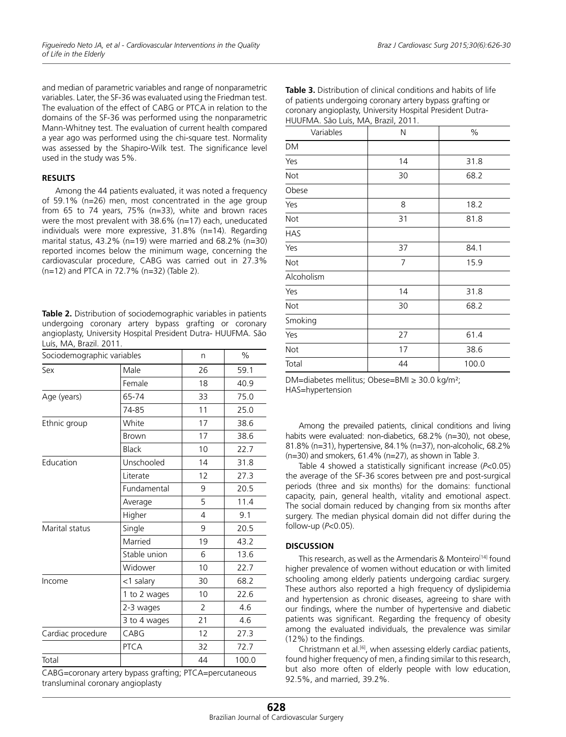and median of parametric variables and range of nonparametric variables. Later, the SF-36 was evaluated using the Friedman test. The evaluation of the effect of CABG or PTCA in relation to the domains of the SF-36 was performed using the nonparametric Mann-Whitney test. The evaluation of current health compared a year ago was performed using the chi-square test. Normality was assessed by the Shapiro-Wilk test. The significance level used in the study was 5%.

## RESULTS

Among the 44 patients evaluated, it was noted a frequency of 59.1% (n=26) men, most concentrated in the age group from 65 to 74 years, 75% (n=33), white and brown races were the most prevalent with 38.6% (n=17) each, uneducated individuals were more expressive, 31.8% (n=14). Regarding marital status, 43.2% (n=19) were married and 68.2% (n=30) reported incomes below the minimum wage, concerning the cardiovascular procedure, CABG was carried out in 27.3% (n=12) and PTCA in 72.7% (n=32) (Table 2).

**Table 2.** Distribution of sociodemographic variables in patients undergoing coronary artery bypass grafting or coronary angioplasty, University Hospital President Dutra- HUUFMA. São Luís, MA, Brazil. 2011.

| Sociodemographic variables | | n | % |
|---|---|---|---|
| Sex | Male | 26 | 59.1 |
| | Female | 18 | 40.9 |
| Age (years) | 65-74 | 33 | 75.0 |
| | 74-85 | 11 | 25.0 |
| Ethnic group | White | 17 | 38.6 |
| | Brown | 17 | 38.6 |
| | Black | 10 | 22.7 |
| Education | Unschooled | 14 | 31.8 |
| | Literate | 12 | 27.3 |
| | Fundamental | 9 | 20.5 |
| | Average | 5 | 11.4 |
| | Higher | 4 | 9.1 |
| Marital status | Single | 9 | 20.5 |
| | Married | 19 | 43.2 |
| | Stable union | 6 | 13.6 |
| | Widower | 10 | 22.7 |
| Income | <1 salary | 30 | 68.2 |
| | 1 to 2 wages | 10 | 22.6 |
| | 2-3 wages | 2 | 4.6 |
| | 3 to 4 wages | 21 | 4.6 |
| Cardiac procedure | CABG | 12 | 27.3 |
| | PTCA | 32 | 72.7 |
| Total | | 44 | 100.0 |

CABG=coronary artery bypass grafting; PTCA=percutaneous transluminal coronary angioplasty

**Table 3.** Distribution of clinical conditions and habits of life of patients undergoing coronary artery bypass grafting or coronary angioplasty, University Hospital President Dutra-HUUFMA. São Luís, MA, Brazil, 2011.

| Variables | N | % |
|---|---|---|
| DM | | |
| Yes | 14 | 31.8 |
| Not | 30 | 68.2 |
| Obese | | |
| Yes | 8 | 18.2 |
| Not | 31 | 81.8 |
| HAS | | |
| Yes | 37 | 84.1 |
| Not | 7 | 15.9 |
| Alcoholism | | |
| Yes | 14 | 31.8 |
| Not | 30 | 68.2 |
| Smoking | | |
| Yes | 27 | 61.4 |
| Not | 17 | 38.6 |
| Total | 44 | 100.0 |

DM=diabetes mellitus; Obese=BMI ≥ 30.0 kg/m²; HAS=hypertension

Among the prevailed patients, clinical conditions and living habits were evaluated: non-diabetics, 68.2% (n=30), not obese, 81.8% (n=31), hypertensive, 84.1% (n=37), non-alcoholic, 68.2% (n=30) and smokers, 61.4% (n=27), as shown in Table 3.

Table 4 showed a statistically significant increase ($P<0.05$) the average of the SF-36 scores between pre and post-surgical periods (three and six months) for the domains: functional capacity, pain, general health, vitality and emotional aspect. The social domain reduced by changing from six months after surgery. The median physical domain did not differ during the follow-up ($P<0.05$).

## DISCUSSION

This research, as well as the Armendaris & Monteiro[14] found higher prevalence of women without education or with limited schooling among elderly patients undergoing cardiac surgery. These authors also reported a high frequency of dyslipidemia and hypertension as chronic diseases, agreeing to share with our findings, where the number of hypertensive and diabetic patients was significant. Regarding the frequency of obesity among the evaluated individuals, the prevalence was similar (12%) to the findings.

Christmann et al.[6], when assessing elderly cardiac patients, found higher frequency of men, a finding similar to this research, but also more often of elderly people with low education, 92.5%, and married, 39.2%.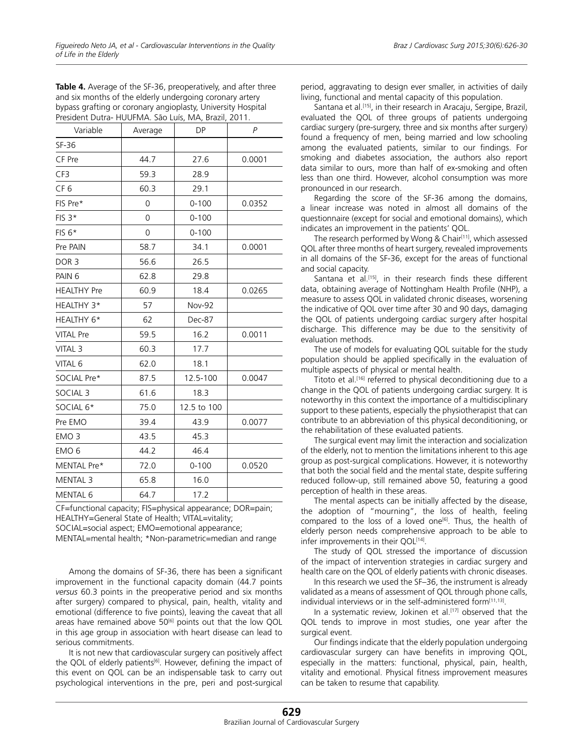**Table 4.** Average of the SF-36, preoperatively, and after three and six months of the elderly undergoing coronary artery bypass grafting or coronary angioplasty, University Hospital President Dutra- HUUFMA. São Luís, MA, Brazil, 2011.

| Variable | Average | DP | *P* |
|---|---|---|---|
| SF-36 | | | |
| CF Pre | 44.7 | 27.6 | 0.0001 |
| CF3 | 59.3 | 28.9 | |
| CF 6 | 60.3 | 29.1 | |
| FIS Pre* | 0 | 0-100 | 0.0352 |
| FIS 3* | 0 | 0-100 | |
| FIS 6* | 0 | 0-100 | |
| Pre PAIN | 58.7 | 34.1 | 0.0001 |
| DOR 3 | 56.6 | 26.5 | |
| PAIN 6 | 62.8 | 29.8 | |
| HEALTHY Pre | 60.9 | 18.4 | 0.0265 |
| HEALTHY 3* | 57 | Nov-92 | |
| HEALTHY 6* | 62 | Dec-87 | |
| VITAL Pre | 59.5 | 16.2 | 0.0011 |
| VITAL 3 | 60.3 | 17.7 | |
| VITAL 6 | 62.0 | 18.1 | |
| SOCIAL Pre* | 87.5 | 12.5-100 | 0.0047 |
| SOCIAL 3 | 61.6 | 18.3 | |
| SOCIAL 6* | 75.0 | 12.5 to 100 | |
| Pre EMO | 39.4 | 43.9 | 0.0077 |
| EMO 3 | 43.5 | 45.3 | |
| EMO 6 | 44.2 | 46.4 | |
| MENTAL Pre* | 72.0 | 0-100 | 0.0520 |
| MENTAL 3 | 65.8 | 16.0 | |
| MENTAL 6 | 64.7 | 17.2 | |

CF=functional capacity; FIS=physical appearance; DOR=pain; HEALTHY=General State of Health; VITAL=vitality; SOCIAL=social aspect; EMO=emotional appearance; MENTAL=mental health; *Non-parametric=median and range

Among the domains of SF-36, there has been a significant improvement in the functional capacity domain (44.7 points *versus* 60.3 points in the preoperative period and six months after surgery) compared to physical, pain, health, vitality and emotional (difference to five points), leaving the caveat that all areas have remained above 50[6] points out that the low QOL in this age group in association with heart disease can lead to serious commitments.

It is not new that cardiovascular surgery can positively affect the QOL of elderly patients[6]. However, defining the impact of this event on QOL can be an indispensable task to carry out psychological interventions in the pre, peri and post-surgical period, aggravating to design ever smaller, in activities of daily living, functional and mental capacity of this population.

Santana et al.[15], in their research in Aracaju, Sergipe, Brazil, evaluated the QOL of three groups of patients undergoing cardiac surgery (pre-surgery, three and six months after surgery) found a frequency of men, being married and low schooling among the evaluated patients, similar to our findings. For smoking and diabetes association, the authors also report data similar to ours, more than half of ex-smoking and often less than one third. However, alcohol consumption was more pronounced in our research.

Regarding the score of the SF-36 among the domains, a linear increase was noted in almost all domains of the questionnaire (except for social and emotional domains), which indicates an improvement in the patients' QOL.

The research performed by Wong & Chair[11], which assessed QOL after three months of heart surgery, revealed improvements in all domains of the SF-36, except for the areas of functional and social capacity.

Santana et al.[15], in their research finds these different data, obtaining average of Nottingham Health Profile (NHP), a measure to assess QOL in validated chronic diseases, worsening the indicative of QOL over time after 30 and 90 days, damaging the QOL of patients undergoing cardiac surgery after hospital discharge. This difference may be due to the sensitivity of evaluation methods.

The use of models for evaluating QOL suitable for the study population should be applied specifically in the evaluation of multiple aspects of physical or mental health.

Titoto et al.[16] referred to physical deconditioning due to a change in the QOL of patients undergoing cardiac surgery. It is noteworthy in this context the importance of a multidisciplinary support to these patients, especially the physiotherapist that can contribute to an abbreviation of this physical deconditioning, or the rehabilitation of these evaluated patients.

The surgical event may limit the interaction and socialization of the elderly, not to mention the limitations inherent to this age group as post-surgical complications. However, it is noteworthy that both the social field and the mental state, despite suffering reduced follow-up, still remained above 50, featuring a good perception of health in these areas.

The mental aspects can be initially affected by the disease, the adoption of "mourning", the loss of health, feeling compared to the loss of a loved one[6]. Thus, the health of elderly person needs comprehensive approach to be able to infer improvements in their QOL[14].

The study of QOL stressed the importance of discussion of the impact of intervention strategies in cardiac surgery and health care on the QOL of elderly patients with chronic diseases.

In this research we used the SF–36, the instrument is already validated as a means of assessment of QOL through phone calls, individual interviews or in the self-administered form[11,13].

In a systematic review, Jokinen et al.[17] observed that the QOL tends to improve in most studies, one year after the surgical event.

Our findings indicate that the elderly population undergoing cardiovascular surgery can have benefits in improving QOL, especially in the matters: functional, physical, pain, health, vitality and emotional. Physical fitness improvement measures can be taken to resume that capability.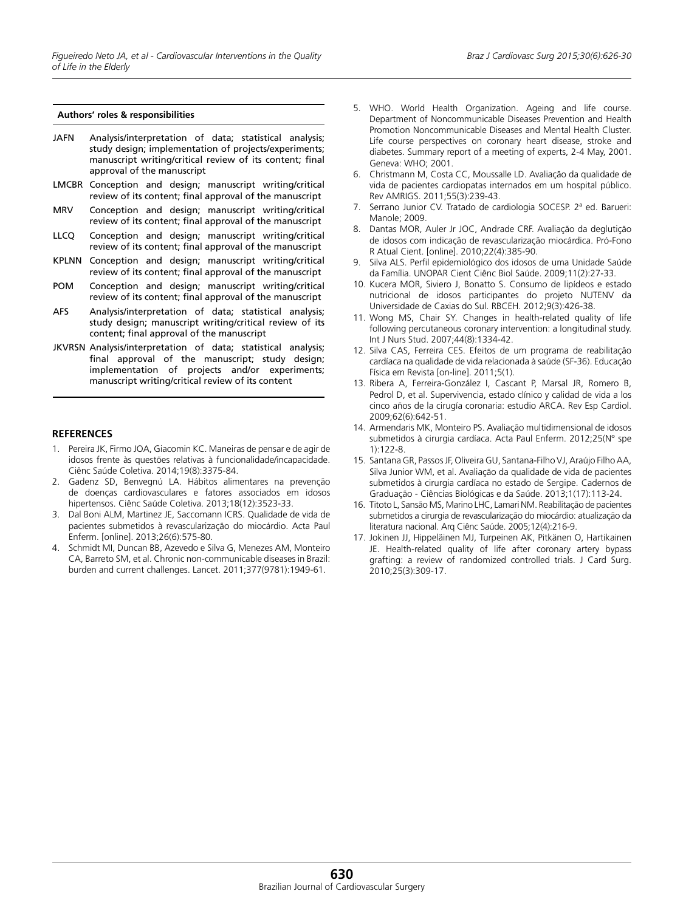**Authors' roles & responsibilities**

| | |
|---|---|
| JAFN | Analysis/interpretation of data; statistical analysis; study design; implementation of projects/experiments; manuscript writing/critical review of its content; final approval of the manuscript |
| LMCBR | Conception and design; manuscript writing/critical review of its content; final approval of the manuscript |
| MRV | Conception and design; manuscript writing/critical review of its content; final approval of the manuscript |
| LLCQ | Conception and design; manuscript writing/critical review of its content; final approval of the manuscript |
| KPLNN | Conception and design; manuscript writing/critical review of its content; final approval of the manuscript |
| POM | Conception and design; manuscript writing/critical review of its content; final approval of the manuscript |
| AFS | Analysis/interpretation of data; statistical analysis; study design; manuscript writing/critical review of its content; final approval of the manuscript |
| JKVRSN | Analysis/interpretation of data; statistical analysis; final approval of the manuscript; study design; implementation of projects and/or experiments; manuscript writing/critical review of its content |

## REFERENCES

1. Pereira JK, Firmo JOA, Giacomin KC. Maneiras de pensar e de agir de idosos frente às questões relativas à funcionalidade/incapacidade. Ciênc Saúde Coletiva. 2014;19(8):3375-84.
2. Gadenz SD, Benvegnú LA. Hábitos alimentares na prevenção de doenças cardiovasculares e fatores associados em idosos hipertensos. Ciênc Saúde Coletiva. 2013;18(12):3523-33.
3. Dal Boni ALM, Martinez JE, Saccomann ICRS. Qualidade de vida de pacientes submetidos à revascularização do miocárdio. Acta Paul Enferm. [online]. 2013;26(6):575-80.
4. Schmidt MI, Duncan BB, Azevedo e Silva G, Menezes AM, Monteiro CA, Barreto SM, et al. Chronic non-communicable diseases in Brazil: burden and current challenges. Lancet. 2011;377(9781):1949-61.
5. WHO. World Health Organization. Ageing and life course. Department of Noncommunicable Diseases Prevention and Health Promotion Noncommunicable Diseases and Mental Health Cluster. Life course perspectives on coronary heart disease, stroke and diabetes. Summary report of a meeting of experts, 2-4 May, 2001. Geneva: WHO; 2001.
6. Christmann M, Costa CC, Moussalle LD. Avaliação da qualidade de vida de pacientes cardiopatas internados em um hospital público. Rev AMRIGS. 2011;55(3):239-43.
7. Serrano Junior CV. Tratado de cardiologia SOCESP. 2ª ed. Barueri: Manole; 2009.
8. Dantas MOR, Auler Jr JOC, Andrade CRF. Avaliação da deglutição de idosos com indicação de revascularização miocárdica. Pró-Fono R Atual Cient. [online]. 2010;22(4):385-90.
9. Silva ALS. Perfil epidemiológico dos idosos de uma Unidade Saúde da Família. UNOPAR Cient Ciênc Biol Saúde. 2009;11(2):27-33.
10. Kucera MOR, Siviero J, Bonatto S. Consumo de lipídeos e estado nutricional de idosos participantes do projeto NUTENV da Universidade de Caxias do Sul. RBCEH. 2012;9(3):426-38.
11. Wong MS, Chair SY. Changes in health-related quality of life following percutaneous coronary intervention: a longitudinal study. Int J Nurs Stud. 2007;44(8):1334-42.
12. Silva CAS, Ferreira CES. Efeitos de um programa de reabilitação cardíaca na qualidade de vida relacionada à saúde (SF-36). Educação Física em Revista [on-line]. 2011;5(1).
13. Ribera A, Ferreira-González I, Cascant P, Marsal JR, Romero B, Pedrol D, et al. Supervivencia, estado clínico y calidad de vida a los cinco años de la cirugía coronaria: estudio ARCA. Rev Esp Cardiol. 2009;62(6):642-51.
14. Armendaris MK, Monteiro PS. Avaliação multidimensional de idosos submetidos à cirurgia cardíaca. Acta Paul Enferm. 2012;25(N° spe 1):122-8.
15. Santana GR, Passos JF, Oliveira GU, Santana-Filho VJ, Araújo Filho AA, Silva Junior WM, et al. Avaliação da qualidade de vida de pacientes submetidos à cirurgia cardíaca no estado de Sergipe. Cadernos de Graduação - Ciências Biológicas e da Saúde. 2013;1(17):113-24.
16. Titoto L, Sansão MS, Marino LHC, Lamari NM. Reabilitação de pacientes submetidos a cirurgia de revascularização do miocárdio: atualização da literatura nacional. Arq Ciênc Saúde. 2005;12(4):216-9.
17. Jokinen JJ, Hippeläinen MJ, Turpeinen AK, Pitkänen O, Hartikainen JE. Health-related quality of life after coronary artery bypass grafting: a review of randomized controlled trials. J Card Surg. 2010;25(3):309-17.